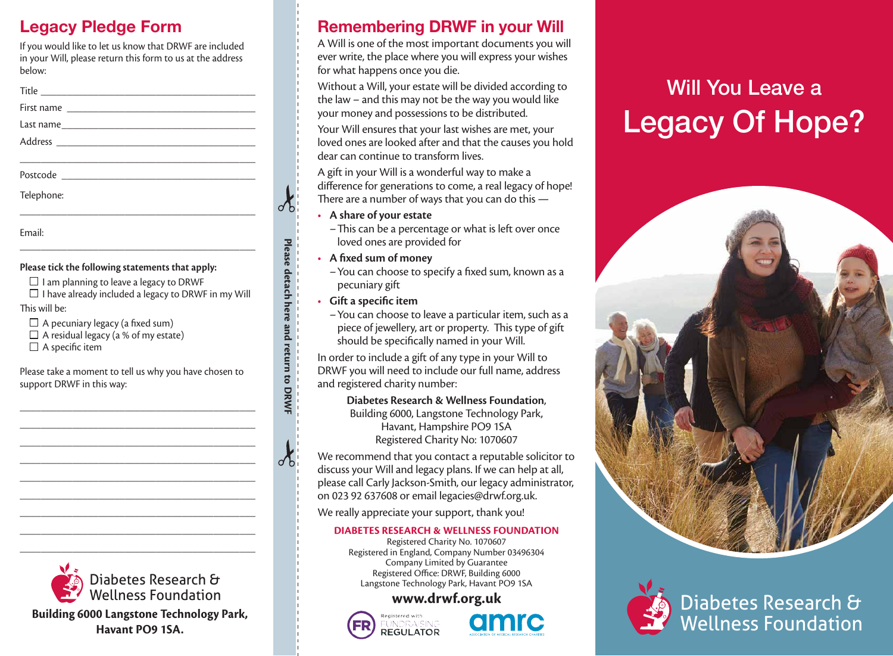## Legacy Pledge Form

If you would like to let us know that DRWF are included in your Will, please return this form to us at the address below:

Title ___________________________________

First name ______________________________

Last name_______________________________

Address ________________________________

_______________________________________

Postcode _______________________________

Telephone:

_______________________________________

Email:

_______________________________________

**Please tick the following statements that apply:**

- ☐ I am planning to leave a legacy to DRWF
- ☐ I have already included a legacy to DRWF in my Will

This will be:

- ☐ A pecuniary legacy (a fixed sum)
- ☐ A residual legacy (a % of my estate)
- ☐ A specific item

Please take a moment to tell us why you have chosen to support DRWF in this way:

_______________________________________

_______________________________________

_______________________________________

_______________________________________

_______________________________________

_______________________________________

_______________________________________

_______________________________________

_______________________________________

Diabetes Research & Wellness Foundation

**Building 6000 Langstone Technology Park, Havant PO9 1SA.**

**Please detach here and return to DRWF**

## Remembering DRWF in your Will

A Will is one of the most important documents you will ever write, the place where you will express your wishes for what happens once you die.

Without a Will, your estate will be divided according to the law – and this may not be the way you would like your money and possessions to be distributed.

Your Will ensures that your last wishes are met, your loved ones are looked after and that the causes you hold dear can continue to transform lives.

A gift in your Will is a wonderful way to make a difference for generations to come, a real legacy of hope! There are a number of ways that you can do this —

- **A share of your estate**
  – This can be a percentage or what is left over once loved ones are provided for
- **A fixed sum of money**
  – You can choose to specify a fixed sum, known as a pecuniary gift
- **Gift a specific item**
  – You can choose to leave a particular item, such as a piece of jewellery, art or property. This type of gift should be specifically named in your Will.

In order to include a gift of any type in your Will to DRWF you will need to include our full name, address and registered charity number:

**Diabetes Research & Wellness Foundation**,
Building 6000, Langstone Technology Park,
Havant, Hampshire PO9 1SA
Registered Charity No: 1070607

We recommend that you contact a reputable solicitor to discuss your Will and legacy plans. If we can help at all, please call Carly Jackson-Smith, our legacy administrator, on 023 92 637608 or email legacies@drwf.org.uk.

We really appreciate your support, thank you!

**DIABETES RESEARCH & WELLNESS FOUNDATION**
Registered Charity No. 1070607
Registered in England, Company Number 03496304
Company Limited by Guarantee
Registered Office: DRWF, Building 6000
Langstone Technology Park, Havant PO9 1SA

**www.drwf.org.uk**

Registered with FUNDRAISING REGULATOR

amrc ASSOCIATION OF MEDICAL RESEARCH CHARITIES

# Will You Leave a Legacy Of Hope?

Diabetes Research & Wellness Foundation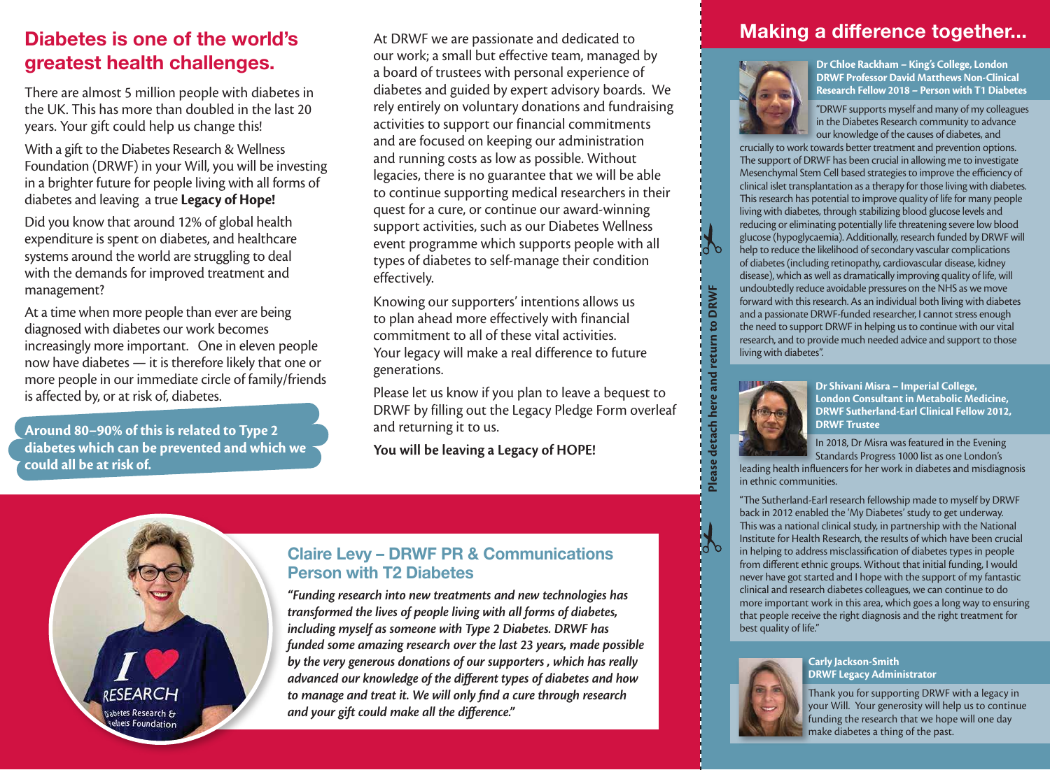## Diabetes is one of the world's greatest health challenges.

There are almost 5 million people with diabetes in the UK. This has more than doubled in the last 20 years. Your gift could help us change this!

With a gift to the Diabetes Research & Wellness Foundation (DRWF) in your Will, you will be investing in a brighter future for people living with all forms of diabetes and leaving a true **Legacy of Hope!**

Did you know that around 12% of global health expenditure is spent on diabetes, and healthcare systems around the world are struggling to deal with the demands for improved treatment and management?

At a time when more people than ever are being diagnosed with diabetes our work becomes increasingly more important. One in eleven people now have diabetes — it is therefore likely that one or more people in our immediate circle of family/friends is affected by, or at risk of, diabetes.

**Around 80–90% of this is related to Type 2 diabetes which can be prevented and which we could all be at risk of.**

At DRWF we are passionate and dedicated to our work; a small but effective team, managed by a board of trustees with personal experience of diabetes and guided by expert advisory boards. We rely entirely on voluntary donations and fundraising activities to support our financial commitments and are focused on keeping our administration and running costs as low as possible. Without legacies, there is no guarantee that we will be able to continue supporting medical researchers in their quest for a cure, or continue our award-winning support activities, such as our Diabetes Wellness event programme which supports people with all types of diabetes to self-manage their condition effectively.

Knowing our supporters' intentions allows us to plan ahead more effectively with financial commitment to all of these vital activities. Your legacy will make a real difference to future generations.

Please let us know if you plan to leave a bequest to DRWF by filling out the Legacy Pledge Form overleaf and returning it to us.

**You will be leaving a Legacy of HOPE!**

### Claire Levy – DRWF PR & Communications Person with T2 Diabetes

*"Funding research into new treatments and new technologies has transformed the lives of people living with all forms of diabetes, including myself as someone with Type 2 Diabetes. DRWF has funded some amazing research over the last 23 years, made possible by the very generous donations of our supporters , which has really advanced our knowledge of the different types of diabetes and how to manage and treat it. We will only find a cure through research and your gift could make all the difference."*

Please detach here and return to DRWF

## Making a difference together...

**Dr Chloe Rackham – King's College, London**
**DRWF Professor David Matthews Non-Clinical Research Fellow 2018 – Person with T1 Diabetes**

"DRWF supports myself and many of my colleagues in the Diabetes Research community to advance our knowledge of the causes of diabetes, and crucially to work towards better treatment and prevention options. The support of DRWF has been crucial in allowing me to investigate Mesenchymal Stem Cell based strategies to improve the efficiency of clinical islet transplantation as a therapy for those living with diabetes. This research has potential to improve quality of life for many people living with diabetes, through stabilizing blood glucose levels and reducing or eliminating potentially life threatening severe low blood glucose (hypoglycaemia). Additionally, research funded by DRWF will help to reduce the likelihood of secondary vascular complications of diabetes (including retinopathy, cardiovascular disease, kidney disease), which as well as dramatically improving quality of life, will undoubtedly reduce avoidable pressures on the NHS as we move forward with this research. As an individual both living with diabetes and a passionate DRWF-funded researcher, I cannot stress enough the need to support DRWF in helping us to continue with our vital research, and to provide much needed advice and support to those living with diabetes".

**Dr Shivani Misra – Imperial College, London Consultant in Metabolic Medicine, DRWF Sutherland-Earl Clinical Fellow 2012, DRWF Trustee**

In 2018, Dr Misra was featured in the Evening Standards Progress 1000 list as one London's leading health influencers for her work in diabetes and misdiagnosis in ethnic communities.

"The Sutherland-Earl research fellowship made to myself by DRWF back in 2012 enabled the 'My Diabetes' study to get underway. This was a national clinical study, in partnership with the National Institute for Health Research, the results of which have been crucial in helping to address misclassification of diabetes types in people from different ethnic groups. Without that initial funding, I would never have got started and I hope with the support of my fantastic clinical and research diabetes colleagues, we can continue to do more important work in this area, which goes a long way to ensuring that people receive the right diagnosis and the right treatment for best quality of life."

**Carly Jackson-Smith**
**DRWF Legacy Administrator**

Thank you for supporting DRWF with a legacy in your Will. Your generosity will help us to continue funding the research that we hope will one day make diabetes a thing of the past.